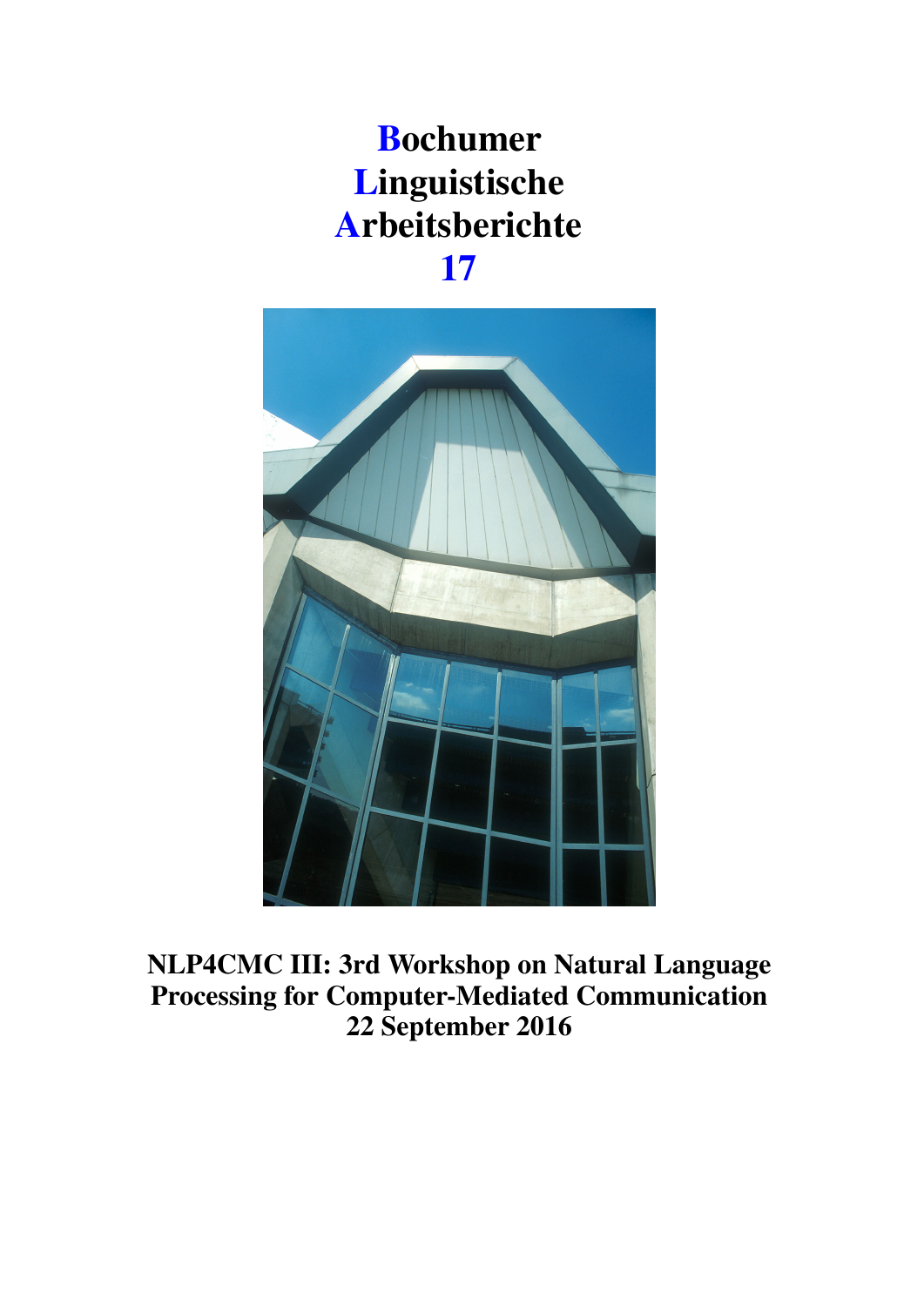# Bochumer Linguistische Arbeitsberichte 17

**NLP4CMC III: 3rd Workshop on Natural Language Processing for Computer-Mediated Communication**
**22 September 2016**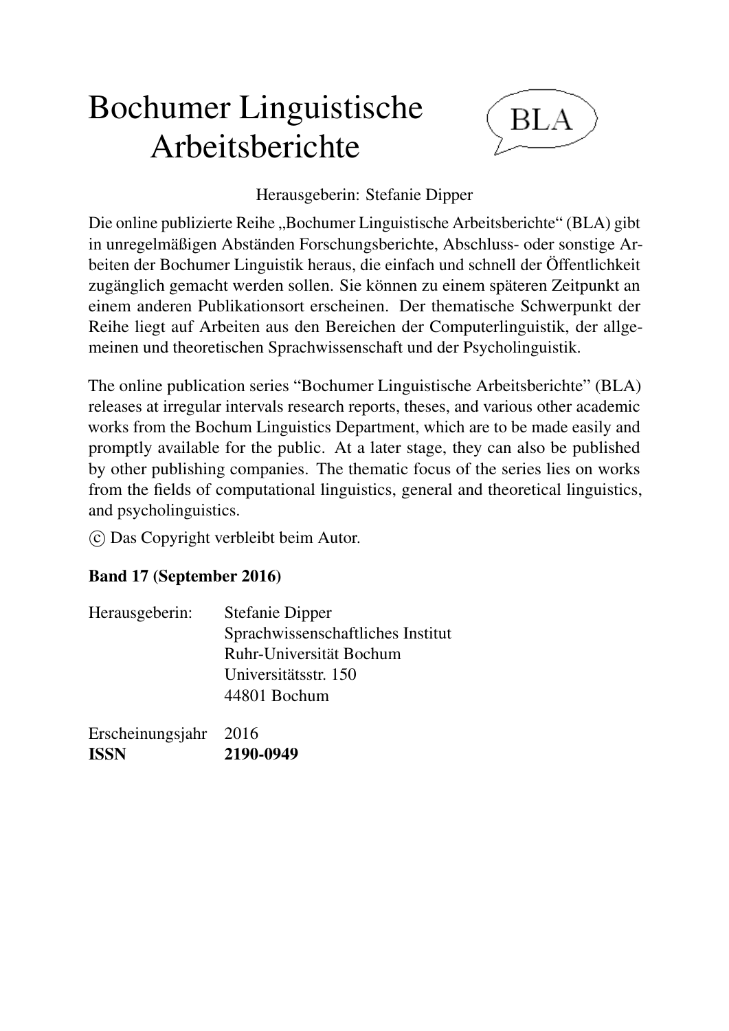# Bochumer Linguistische Arbeitsberichte

BLA

Herausgeberin: Stefanie Dipper

Die online publizierte Reihe „Bochumer Linguistische Arbeitsberichte“ (BLA) gibt in unregelmäßigen Abständen Forschungsberichte, Abschluss- oder sonstige Arbeiten der Bochumer Linguistik heraus, die einfach und schnell der Öffentlichkeit zugänglich gemacht werden sollen. Sie können zu einem späteren Zeitpunkt an einem anderen Publikationsort erscheinen. Der thematische Schwerpunkt der Reihe liegt auf Arbeiten aus den Bereichen der Computerlinguistik, der allgemeinen und theoretischen Sprachwissenschaft und der Psycholinguistik.

The online publication series “Bochumer Linguistische Arbeitsberichte” (BLA) releases at irregular intervals research reports, theses, and various other academic works from the Bochum Linguistics Department, which are to be made easily and promptly available for the public. At a later stage, they can also be published by other publishing companies. The thematic focus of the series lies on works from the fields of computational linguistics, general and theoretical linguistics, and psycholinguistics.

© Das Copyright verbleibt beim Autor.

**Band 17 (September 2016)**

Herausgeberin: Stefanie Dipper
Sprachwissenschaftliches Institut
Ruhr-Universität Bochum
Universitätsstr. 150
44801 Bochum

Erscheinungsjahr 2016
**ISSN 2190-0949**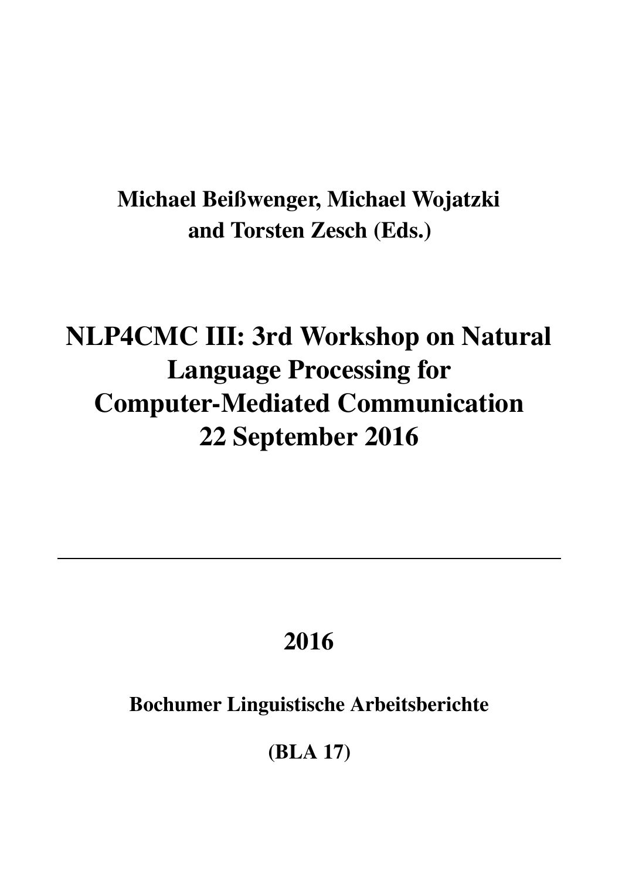**Michael Beißwenger, Michael Wojatzki and Torsten Zesch (Eds.)**

# NLP4CMC III: 3rd Workshop on Natural Language Processing for Computer-Mediated Communication 22 September 2016

---

**2016**

**Bochumer Linguistische Arbeitsberichte**

**(BLA 17)**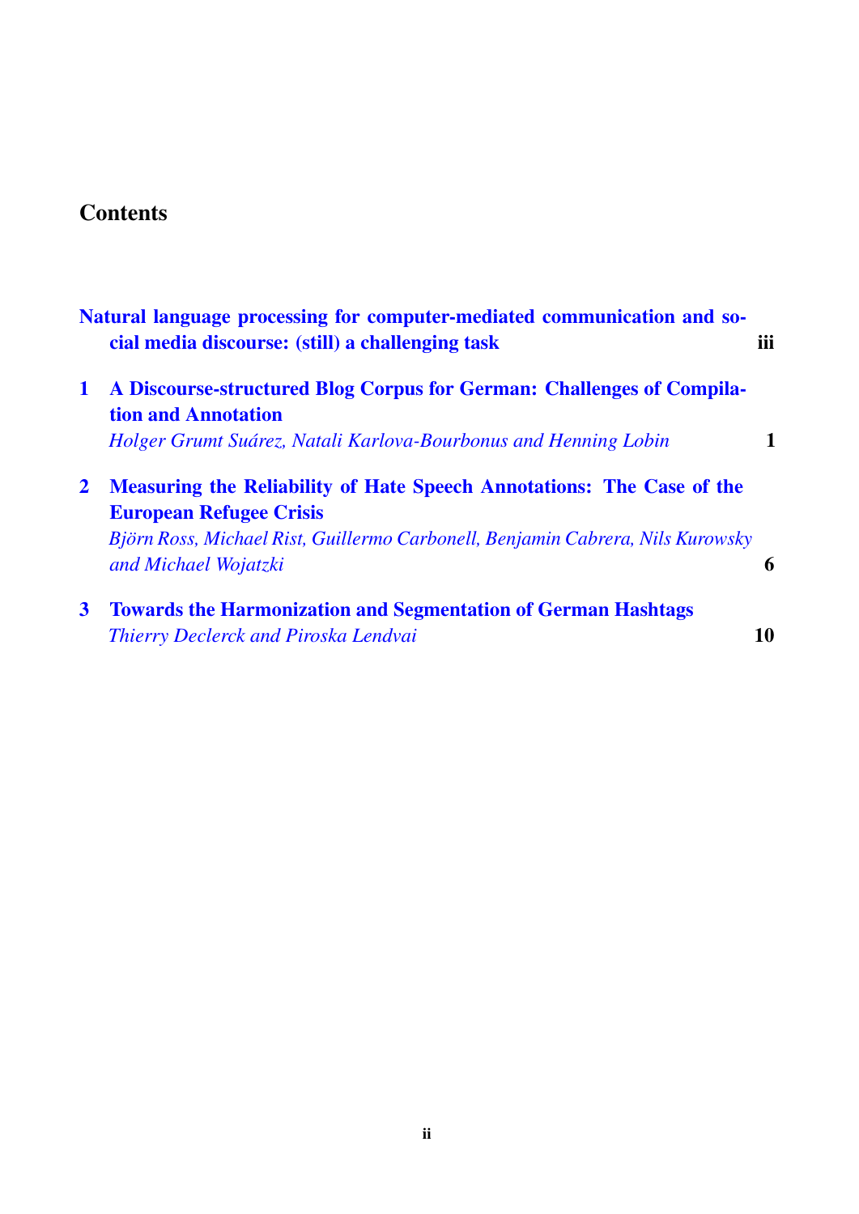# Contents

**Natural language processing for computer-mediated communication and social media discourse: (still) a challenging task** **iii**

**1 A Discourse-structured Blog Corpus for German: Challenges of Compilation and Annotation**
*Holger Grumt Suárez, Natali Karlova-Bourbonus and Henning Lobin* **1**

**2 Measuring the Reliability of Hate Speech Annotations: The Case of the European Refugee Crisis**
*Björn Ross, Michael Rist, Guillermo Carbonell, Benjamin Cabrera, Nils Kurowsky and Michael Wojatzki* **6**

**3 Towards the Harmonization and Segmentation of German Hashtags**
*Thierry Declerck and Piroska Lendvai* **10**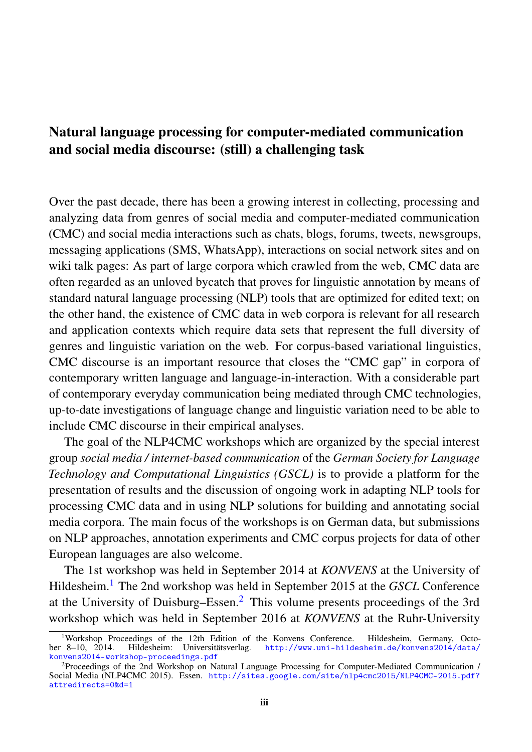# Natural language processing for computer-mediated communication and social media discourse: (still) a challenging task

Over the past decade, there has been a growing interest in collecting, processing and analyzing data from genres of social media and computer-mediated communication (CMC) and social media interactions such as chats, blogs, forums, tweets, newsgroups, messaging applications (SMS, WhatsApp), interactions on social network sites and on wiki talk pages: As part of large corpora which crawled from the web, CMC data are often regarded as an unloved bycatch that proves for linguistic annotation by means of standard natural language processing (NLP) tools that are optimized for edited text; on the other hand, the existence of CMC data in web corpora is relevant for all research and application contexts which require data sets that represent the full diversity of genres and linguistic variation on the web. For corpus-based variational linguistics, CMC discourse is an important resource that closes the "CMC gap" in corpora of contemporary written language and language-in-interaction. With a considerable part of contemporary everyday communication being mediated through CMC technologies, up-to-date investigations of language change and linguistic variation need to be able to include CMC discourse in their empirical analyses.

The goal of the NLP4CMC workshops which are organized by the special interest group *social media / internet-based communication* of the *German Society for Language Technology and Computational Linguistics (GSCL)* is to provide a platform for the presentation of results and the discussion of ongoing work in adapting NLP tools for processing CMC data and in using NLP solutions for building and annotating social media corpora. The main focus of the workshops is on German data, but submissions on NLP approaches, annotation experiments and CMC corpus projects for data of other European languages are also welcome.

The 1st workshop was held in September 2014 at *KONVENS* at the University of Hildesheim.[1] The 2nd workshop was held in September 2015 at the *GSCL* Conference at the University of Duisburg–Essen.[2] This volume presents proceedings of the 3rd workshop which was held in September 2016 at *KONVENS* at the Ruhr-University

[1] Workshop Proceedings of the 12th Edition of the Konvens Conference. Hildesheim, Germany, October 8–10, 2014. Hildesheim: Universitätsverlag. http://www.uni-hildesheim.de/konvens2014/data/konvens2014-workshop-proceedings.pdf

[2] Proceedings of the 2nd Workshop on Natural Language Processing for Computer-Mediated Communication / Social Media (NLP4CMC 2015). Essen. http://sites.google.com/site/nlp4cmc2015/NLP4CMC-2015.pdf?attredirects=0&d=1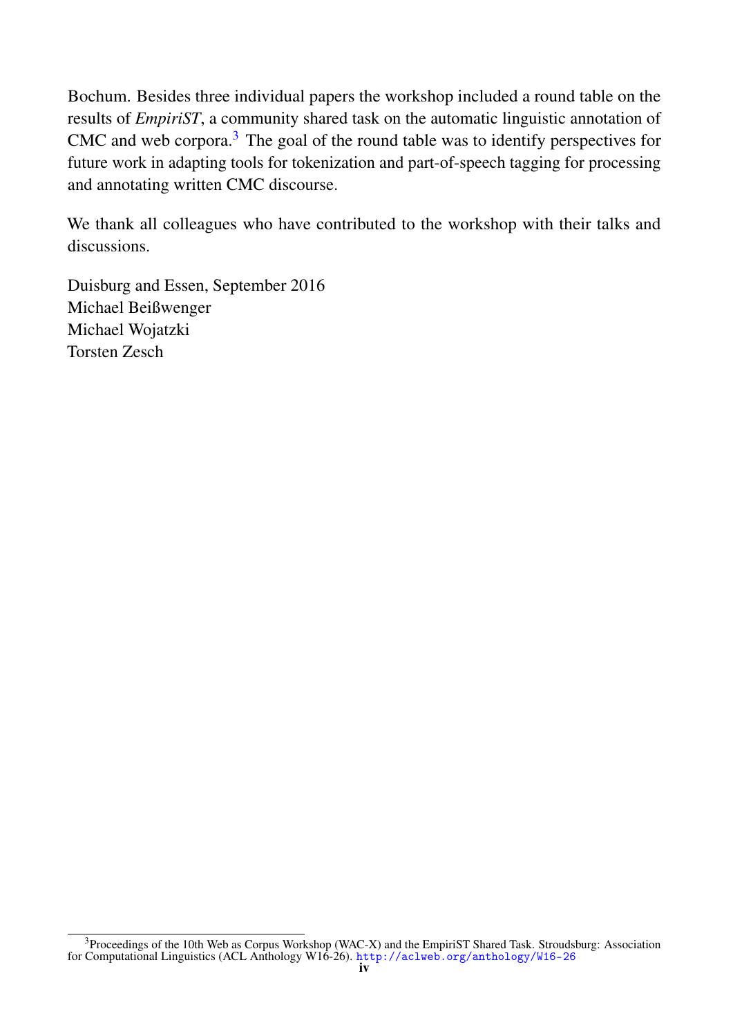Bochum. Besides three individual papers the workshop included a round table on the results of *EmpiriST*, a community shared task on the automatic linguistic annotation of CMC and web corpora.[3] The goal of the round table was to identify perspectives for future work in adapting tools for tokenization and part-of-speech tagging for processing and annotating written CMC discourse.

We thank all colleagues who have contributed to the workshop with their talks and discussions.

Duisburg and Essen, September 2016
Michael Beißwenger
Michael Wojatzki
Torsten Zesch

[3] Proceedings of the 10th Web as Corpus Workshop (WAC-X) and the EmpiriST Shared Task. Stroudsburg: Association for Computational Linguistics (ACL Anthology W16-26). http://aclweb.org/anthology/W16-26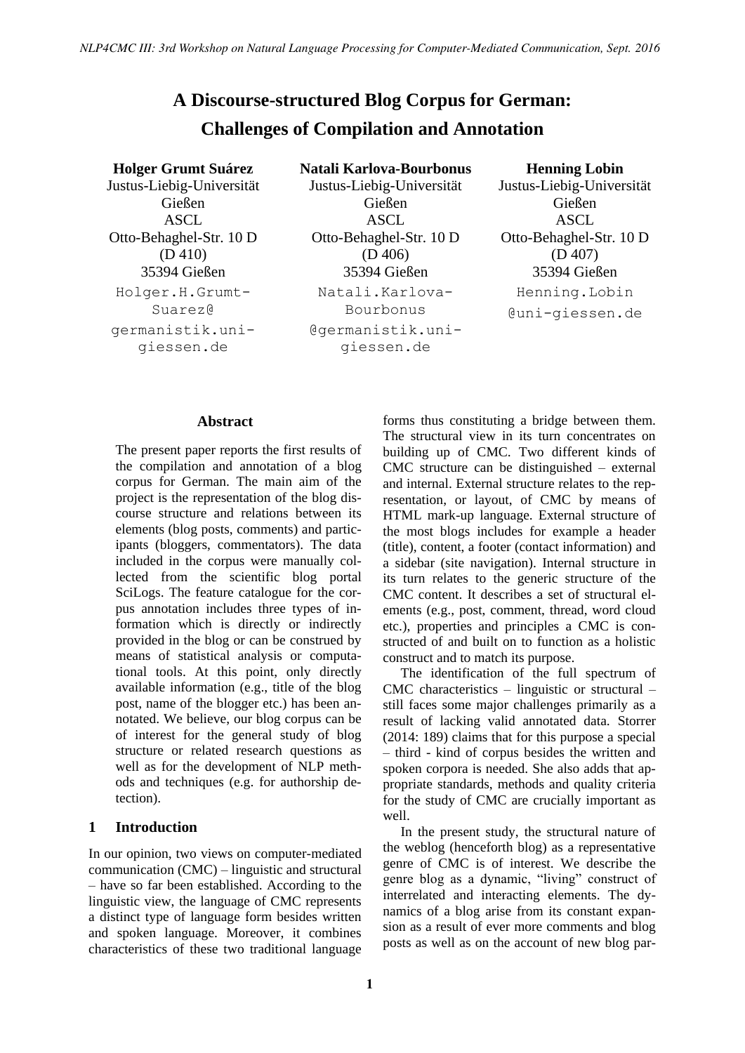# A Discourse-structured Blog Corpus for German: Challenges of Compilation and Annotation

**Holger Grumt Suárez**
Justus-Liebig-Universität Gießen
ASCL
Otto-Behaghel-Str. 10 D (D 410)
35394 Gießen
Holger.H.Grumt-Suarez@germanistik.uni-giessen.de

**Natali Karlova-Bourbonus**
Justus-Liebig-Universität Gießen
ASCL
Otto-Behaghel-Str. 10 D (D 406)
35394 Gießen
Natali.Karlova-Bourbonus@germanistik.uni-giessen.de

**Henning Lobin**
Justus-Liebig-Universität Gießen
ASCL
Otto-Behaghel-Str. 10 D (D 407)
35394 Gießen
Henning.Lobin@uni-giessen.de

## Abstract

The present paper reports the first results of the compilation and annotation of a blog corpus for German. The main aim of the project is the representation of the blog discourse structure and relations between its elements (blog posts, comments) and participants (bloggers, commentators). The data included in the corpus were manually collected from the scientific blog portal SciLogs. The feature catalogue for the corpus annotation includes three types of information which is directly or indirectly provided in the blog or can be construed by means of statistical analysis or computational tools. At this point, only directly available information (e.g., title of the blog post, name of the blogger etc.) has been annotated. We believe, our blog corpus can be of interest for the general study of blog structure or related research questions as well as for the development of NLP methods and techniques (e.g. for authorship detection).

## 1 Introduction

In our opinion, two views on computer-mediated communication (CMC) – linguistic and structural – have so far been established. According to the linguistic view, the language of CMC represents a distinct type of language form besides written and spoken language. Moreover, it combines characteristics of these two traditional language forms thus constituting a bridge between them. The structural view in its turn concentrates on building up of CMC. Two different kinds of CMC structure can be distinguished – external and internal. External structure relates to the representation, or layout, of CMC by means of HTML mark-up language. External structure of the most blogs includes for example a header (title), content, a footer (contact information) and a sidebar (site navigation). Internal structure in its turn relates to the generic structure of the CMC content. It describes a set of structural elements (e.g., post, comment, thread, word cloud etc.), properties and principles a CMC is constructed of and built on to function as a holistic construct and to match its purpose.

The identification of the full spectrum of CMC characteristics – linguistic or structural – still faces some major challenges primarily as a result of lacking valid annotated data. Storrer (2014: 189) claims that for this purpose a special – third - kind of corpus besides the written and spoken corpora is needed. She also adds that appropriate standards, methods and quality criteria for the study of CMC are crucially important as well.

In the present study, the structural nature of the weblog (henceforth blog) as a representative genre of CMC is of interest. We describe the genre blog as a dynamic, "living" construct of interrelated and interacting elements. The dynamics of a blog arise from its constant expansion as a result of ever more comments and blog posts as well as on the account of new blog par-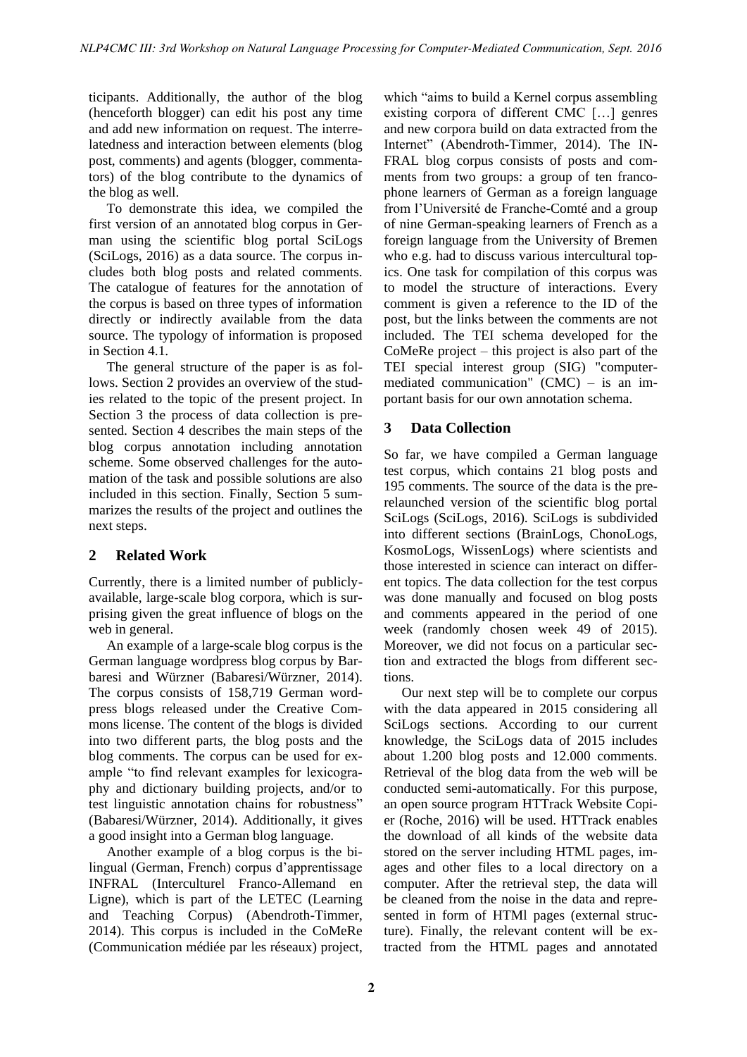ticipants. Additionally, the author of the blog (henceforth blogger) can edit his post any time and add new information on request. The interrelatedness and interaction between elements (blog post, comments) and agents (blogger, commentators) of the blog contribute to the dynamics of the blog as well.

To demonstrate this idea, we compiled the first version of an annotated blog corpus in German using the scientific blog portal SciLogs (SciLogs, 2016) as a data source. The corpus includes both blog posts and related comments. The catalogue of features for the annotation of the corpus is based on three types of information directly or indirectly available from the data source. The typology of information is proposed in Section 4.1.

The general structure of the paper is as follows. Section 2 provides an overview of the studies related to the topic of the present project. In Section 3 the process of data collection is presented. Section 4 describes the main steps of the blog corpus annotation including annotation scheme. Some observed challenges for the automation of the task and possible solutions are also included in this section. Finally, Section 5 summarizes the results of the project and outlines the next steps.

## 2 Related Work

Currently, there is a limited number of publicly-available, large-scale blog corpora, which is surprising given the great influence of blogs on the web in general.

An example of a large-scale blog corpus is the German language wordpress blog corpus by Barbaresi and Würzner (Babaresi/Würzner, 2014). The corpus consists of 158,719 German wordpress blogs released under the Creative Commons license. The content of the blogs is divided into two different parts, the blog posts and the blog comments. The corpus can be used for example "to find relevant examples for lexicography and dictionary building projects, and/or to test linguistic annotation chains for robustness" (Babaresi/Würzner, 2014). Additionally, it gives a good insight into a German blog language.

Another example of a blog corpus is the bilingual (German, French) corpus d'apprentissage INFRAL (Interculturel Franco-Allemand en Ligne), which is part of the LETEC (Learning and Teaching Corpus) (Abendroth-Timmer, 2014). This corpus is included in the CoMeRe (Communication médiée par les réseaux) project, which "aims to build a Kernel corpus assembling existing corpora of different CMC […] genres and new corpora build on data extracted from the Internet" (Abendroth-Timmer, 2014). The INFRAL blog corpus consists of posts and comments from two groups: a group of ten francophone learners of German as a foreign language from l'Université de Franche-Comté and a group of nine German-speaking learners of French as a foreign language from the University of Bremen who e.g. had to discuss various intercultural topics. One task for compilation of this corpus was to model the structure of interactions. Every comment is given a reference to the ID of the post, but the links between the comments are not included. The TEI schema developed for the CoMeRe project – this project is also part of the TEI special interest group (SIG) "computer-mediated communication" (CMC) – is an important basis for our own annotation schema.

## 3 Data Collection

So far, we have compiled a German language test corpus, which contains 21 blog posts and 195 comments. The source of the data is the pre-relaunched version of the scientific blog portal SciLogs (SciLogs, 2016). SciLogs is subdivided into different sections (BrainLogs, ChonoLogs, KosmoLogs, WissenLogs) where scientists and those interested in science can interact on different topics. The data collection for the test corpus was done manually and focused on blog posts and comments appeared in the period of one week (randomly chosen week 49 of 2015). Moreover, we did not focus on a particular section and extracted the blogs from different sections.

Our next step will be to complete our corpus with the data appeared in 2015 considering all SciLogs sections. According to our current knowledge, the SciLogs data of 2015 includes about 1.200 blog posts and 12.000 comments. Retrieval of the blog data from the web will be conducted semi-automatically. For this purpose, an open source program HTTrack Website Copier (Roche, 2016) will be used. HTTrack enables the download of all kinds of the website data stored on the server including HTML pages, images and other files to a local directory on a computer. After the retrieval step, the data will be cleaned from the noise in the data and represented in form of HTMl pages (external structure). Finally, the relevant content will be extracted from the HTML pages and annotated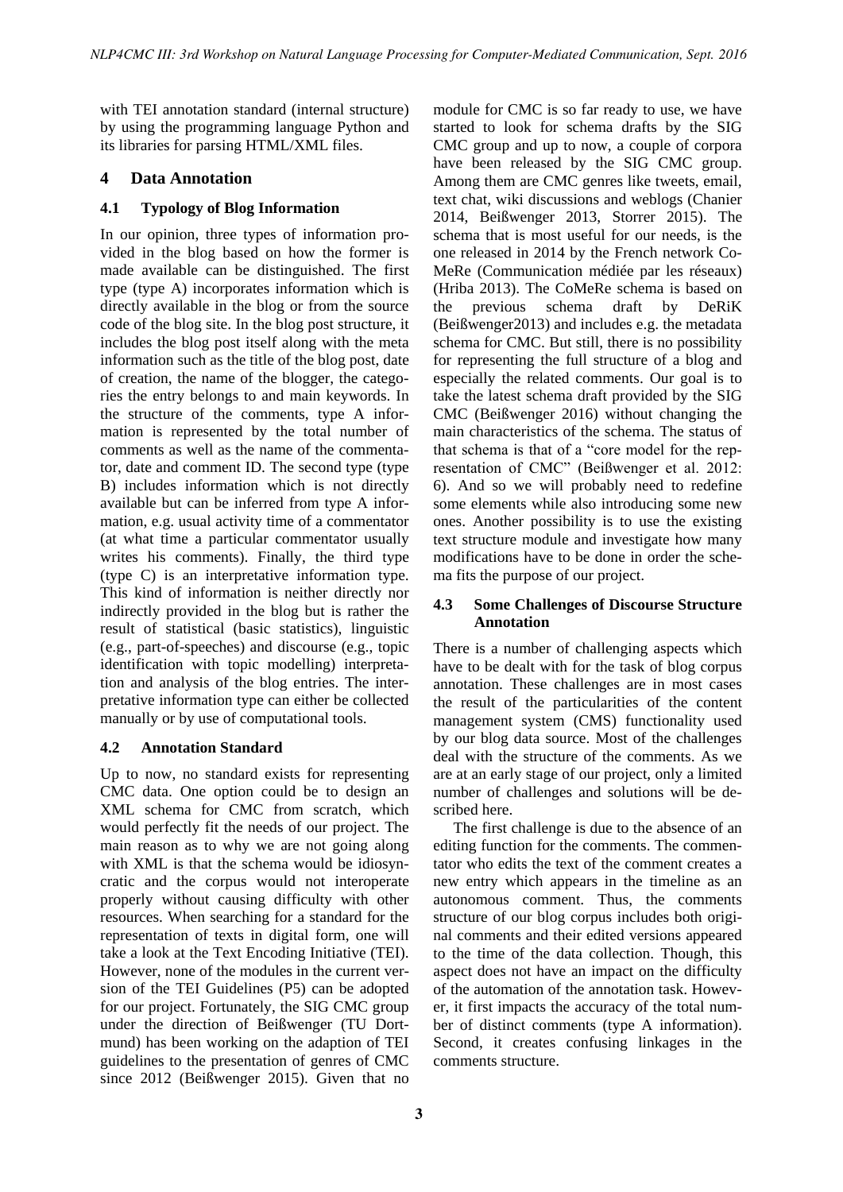with TEI annotation standard (internal structure) by using the programming language Python and its libraries for parsing HTML/XML files.

## 4 Data Annotation

### 4.1 Typology of Blog Information

In our opinion, three types of information provided in the blog based on how the former is made available can be distinguished. The first type (type A) incorporates information which is directly available in the blog or from the source code of the blog site. In the blog post structure, it includes the blog post itself along with the meta information such as the title of the blog post, date of creation, the name of the blogger, the categories the entry belongs to and main keywords. In the structure of the comments, type A information is represented by the total number of comments as well as the name of the commentator, date and comment ID. The second type (type B) includes information which is not directly available but can be inferred from type A information, e.g. usual activity time of a commentator (at what time a particular commentator usually writes his comments). Finally, the third type (type C) is an interpretative information type. This kind of information is neither directly nor indirectly provided in the blog but is rather the result of statistical (basic statistics), linguistic (e.g., part-of-speeches) and discourse (e.g., topic identification with topic modelling) interpretation and analysis of the blog entries. The interpretative information type can either be collected manually or by use of computational tools.

### 4.2 Annotation Standard

Up to now, no standard exists for representing CMC data. One option could be to design an XML schema for CMC from scratch, which would perfectly fit the needs of our project. The main reason as to why we are not going along with XML is that the schema would be idiosyncratic and the corpus would not interoperate properly without causing difficulty with other resources. When searching for a standard for the representation of texts in digital form, one will take a look at the Text Encoding Initiative (TEI). However, none of the modules in the current version of the TEI Guidelines (P5) can be adopted for our project. Fortunately, the SIG CMC group under the direction of Beißwenger (TU Dortmund) has been working on the adaption of TEI guidelines to the presentation of genres of CMC since 2012 (Beißwenger 2015). Given that no module for CMC is so far ready to use, we have started to look for schema drafts by the SIG CMC group and up to now, a couple of corpora have been released by the SIG CMC group. Among them are CMC genres like tweets, email, text chat, wiki discussions and weblogs (Chanier 2014, Beißwenger 2013, Storrer 2015). The schema that is most useful for our needs, is the one released in 2014 by the French network CoMeRe (Communication médiée par les réseaux) (Hriba 2013). The CoMeRe schema is based on the previous schema draft by DeRiK (Beißwenger2013) and includes e.g. the metadata schema for CMC. But still, there is no possibility for representing the full structure of a blog and especially the related comments. Our goal is to take the latest schema draft provided by the SIG CMC (Beißwenger 2016) without changing the main characteristics of the schema. The status of that schema is that of a "core model for the representation of CMC" (Beißwenger et al. 2012: 6). And so we will probably need to redefine some elements while also introducing some new ones. Another possibility is to use the existing text structure module and investigate how many modifications have to be done in order the schema fits the purpose of our project.

### 4.3 Some Challenges of Discourse Structure Annotation

There is a number of challenging aspects which have to be dealt with for the task of blog corpus annotation. These challenges are in most cases the result of the particularities of the content management system (CMS) functionality used by our blog data source. Most of the challenges deal with the structure of the comments. As we are at an early stage of our project, only a limited number of challenges and solutions will be described here.

The first challenge is due to the absence of an editing function for the comments. The commentator who edits the text of the comment creates a new entry which appears in the timeline as an autonomous comment. Thus, the comments structure of our blog corpus includes both original comments and their edited versions appeared to the time of the data collection. Though, this aspect does not have an impact on the difficulty of the automation of the annotation task. However, it first impacts the accuracy of the total number of distinct comments (type A information). Second, it creates confusing linkages in the comments structure.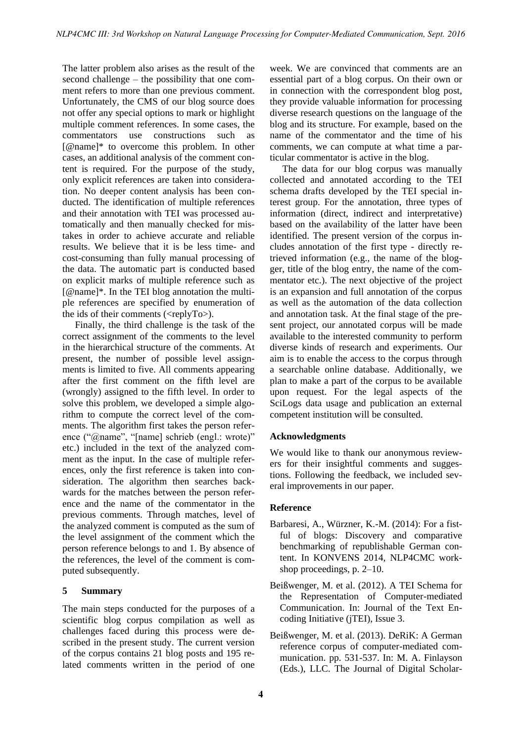The latter problem also arises as the result of the second challenge – the possibility that one comment refers to more than one previous comment. Unfortunately, the CMS of our blog source does not offer any special options to mark or highlight multiple comment references. In some cases, the commentators use constructions such as [@name]* to overcome this problem. In other cases, an additional analysis of the comment content is required. For the purpose of the study, only explicit references are taken into consideration. No deeper content analysis has been conducted. The identification of multiple references and their annotation with TEI was processed automatically and then manually checked for mistakes in order to achieve accurate and reliable results. We believe that it is be less time- and cost-consuming than fully manual processing of the data. The automatic part is conducted based on explicit marks of multiple reference such as [@name]*. In the TEI blog annotation the multiple references are specified by enumeration of the ids of their comments (<replyTo>).

Finally, the third challenge is the task of the correct assignment of the comments to the level in the hierarchical structure of the comments. At present, the number of possible level assignments is limited to five. All comments appearing after the first comment on the fifth level are (wrongly) assigned to the fifth level. In order to solve this problem, we developed a simple algorithm to compute the correct level of the comments. The algorithm first takes the person reference ("@name", "[name] schrieb (engl.: wrote)" etc.) included in the text of the analyzed comment as the input. In the case of multiple references, only the first reference is taken into consideration. The algorithm then searches backwards for the matches between the person reference and the name of the commentator in the previous comments. Through matches, level of the analyzed comment is computed as the sum of the level assignment of the comment which the person reference belongs to and 1. By absence of the references, the level of the comment is computed subsequently.

## 5 Summary

The main steps conducted for the purposes of a scientific blog corpus compilation as well as challenges faced during this process were described in the present study. The current version of the corpus contains 21 blog posts and 195 related comments written in the period of one week. We are convinced that comments are an essential part of a blog corpus. On their own or in connection with the correspondent blog post, they provide valuable information for processing diverse research questions on the language of the blog and its structure. For example, based on the name of the commentator and the time of his comments, we can compute at what time a particular commentator is active in the blog.

The data for our blog corpus was manually collected and annotated according to the TEI schema drafts developed by the TEI special interest group. For the annotation, three types of information (direct, indirect and interpretative) based on the availability of the latter have been identified. The present version of the corpus includes annotation of the first type - directly retrieved information (e.g., the name of the blogger, title of the blog entry, the name of the commentator etc.). The next objective of the project is an expansion and full annotation of the corpus as well as the automation of the data collection and annotation task. At the final stage of the present project, our annotated corpus will be made available to the interested community to perform diverse kinds of research and experiments. Our aim is to enable the access to the corpus through a searchable online database. Additionally, we plan to make a part of the corpus to be available upon request. For the legal aspects of the SciLogs data usage and publication an external competent institution will be consulted.

## Acknowledgments

We would like to thank our anonymous reviewers for their insightful comments and suggestions. Following the feedback, we included several improvements in our paper.

## Reference

Barbaresi, A., Würzner, K.-M. (2014): For a fistful of blogs: Discovery and comparative benchmarking of republishable German content. In KONVENS 2014, NLP4CMC workshop proceedings, p. 2–10.

Beißwenger, M. et al. (2012). A TEI Schema for the Representation of Computer-mediated Communication. In: Journal of the Text Encoding Initiative (jTEI), Issue 3.

Beißwenger, M. et al. (2013). DeRiK: A German reference corpus of computer-mediated communication. pp. 531-537. In: M. A. Finlayson (Eds.), LLC. The Journal of Digital Scholar-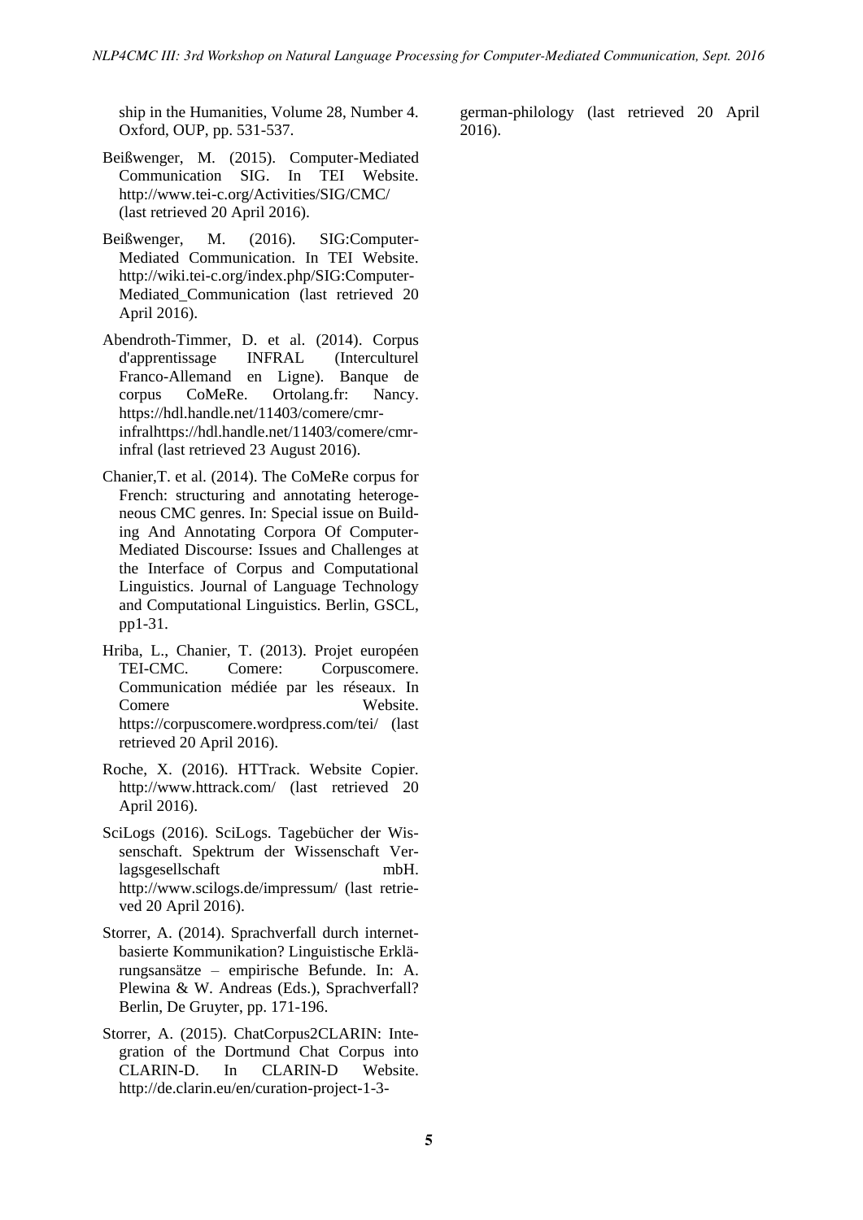ship in the Humanities, Volume 28, Number 4. Oxford, OUP, pp. 531-537.

Beißwenger, M. (2015). Computer-Mediated Communication SIG. In TEI Website. http://www.tei-c.org/Activities/SIG/CMC/ (last retrieved 20 April 2016).

Beißwenger, M. (2016). SIG:Computer-Mediated Communication. In TEI Website. http://wiki.tei-c.org/index.php/SIG:Computer-Mediated_Communication (last retrieved 20 April 2016).

Abendroth-Timmer, D. et al. (2014). Corpus d'apprentissage INFRAL (Interculturel Franco-Allemand en Ligne). Banque de corpus CoMeRe. Ortolang.fr: Nancy. https://hdl.handle.net/11403/comere/cmr-infralhttps://hdl.handle.net/11403/comere/cmr-infral (last retrieved 23 August 2016).

Chanier,T. et al. (2014). The CoMeRe corpus for French: structuring and annotating heterogeneous CMC genres. In: Special issue on Building And Annotating Corpora Of Computer-Mediated Discourse: Issues and Challenges at the Interface of Corpus and Computational Linguistics. Journal of Language Technology and Computational Linguistics. Berlin, GSCL, pp1-31.

Hriba, L., Chanier, T. (2013). Projet européen TEI-CMC. Comere: Corpuscomere. Communication médiée par les réseaux. In Comere Website. https://corpuscomere.wordpress.com/tei/ (last retrieved 20 April 2016).

Roche, X. (2016). HTTrack. Website Copier. http://www.httrack.com/ (last retrieved 20 April 2016).

SciLogs (2016). SciLogs. Tagebücher der Wissenschaft. Spektrum der Wissenschaft Verlagsgesellschaft mbH. http://www.scilogs.de/impressum/ (last retrieved 20 April 2016).

Storrer, A. (2014). Sprachverfall durch internetbasierte Kommunikation? Linguistische Erklärungsansätze – empirische Befunde. In: A. Plewina & W. Andreas (Eds.), Sprachverfall? Berlin, De Gruyter, pp. 171-196.

Storrer, A. (2015). ChatCorpus2CLARIN: Integration of the Dortmund Chat Corpus into CLARIN-D. In CLARIN-D Website. http://de.clarin.eu/en/curation-project-1-3-german-philology (last retrieved 20 April 2016).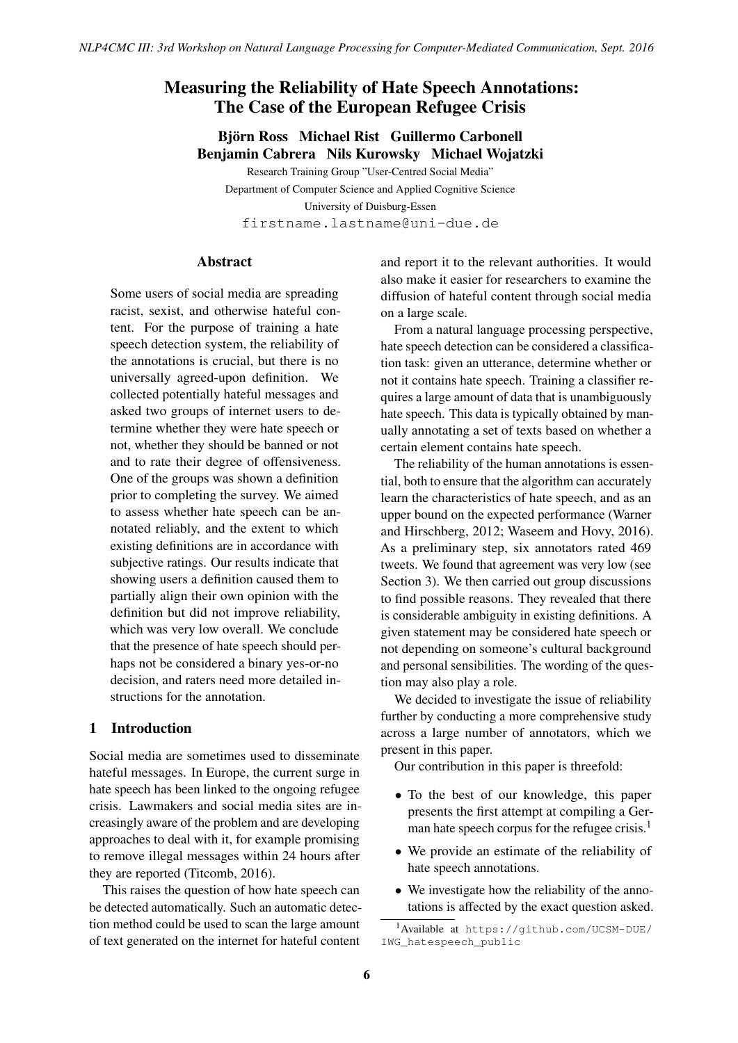# Measuring the Reliability of Hate Speech Annotations: The Case of the European Refugee Crisis

**Björn Ross  Michael Rist  Guillermo Carbonell**
**Benjamin Cabrera  Nils Kurowsky  Michael Wojatzki**

Research Training Group "User-Centred Social Media"
Department of Computer Science and Applied Cognitive Science
University of Duisburg-Essen
firstname.lastname@uni-due.de

## Abstract

Some users of social media are spreading racist, sexist, and otherwise hateful content. For the purpose of training a hate speech detection system, the reliability of the annotations is crucial, but there is no universally agreed-upon definition. We collected potentially hateful messages and asked two groups of internet users to determine whether they were hate speech or not, whether they should be banned or not and to rate their degree of offensiveness. One of the groups was shown a definition prior to completing the survey. We aimed to assess whether hate speech can be annotated reliably, and the extent to which existing definitions are in accordance with subjective ratings. Our results indicate that showing users a definition caused them to partially align their own opinion with the definition but did not improve reliability, which was very low overall. We conclude that the presence of hate speech should perhaps not be considered a binary yes-or-no decision, and raters need more detailed instructions for the annotation.

## 1 Introduction

Social media are sometimes used to disseminate hateful messages. In Europe, the current surge in hate speech has been linked to the ongoing refugee crisis. Lawmakers and social media sites are increasingly aware of the problem and are developing approaches to deal with it, for example promising to remove illegal messages within 24 hours after they are reported (Titcomb, 2016).

This raises the question of how hate speech can be detected automatically. Such an automatic detection method could be used to scan the large amount of text generated on the internet for hateful content and report it to the relevant authorities. It would also make it easier for researchers to examine the diffusion of hateful content through social media on a large scale.

From a natural language processing perspective, hate speech detection can be considered a classification task: given an utterance, determine whether or not it contains hate speech. Training a classifier requires a large amount of data that is unambiguously hate speech. This data is typically obtained by manually annotating a set of texts based on whether a certain element contains hate speech.

The reliability of the human annotations is essential, both to ensure that the algorithm can accurately learn the characteristics of hate speech, and as an upper bound on the expected performance (Warner and Hirschberg, 2012; Waseem and Hovy, 2016). As a preliminary step, six annotators rated 469 tweets. We found that agreement was very low (see Section 3). We then carried out group discussions to find possible reasons. They revealed that there is considerable ambiguity in existing definitions. A given statement may be considered hate speech or not depending on someone's cultural background and personal sensibilities. The wording of the question may also play a role.

We decided to investigate the issue of reliability further by conducting a more comprehensive study across a large number of annotators, which we present in this paper.

Our contribution in this paper is threefold:

- To the best of our knowledge, this paper presents the first attempt at compiling a German hate speech corpus for the refugee crisis.[1]
- We provide an estimate of the reliability of hate speech annotations.
- We investigate how the reliability of the annotations is affected by the exact question asked.

[1] Available at https://github.com/UCSM-DUE/IWG_hatespeech_public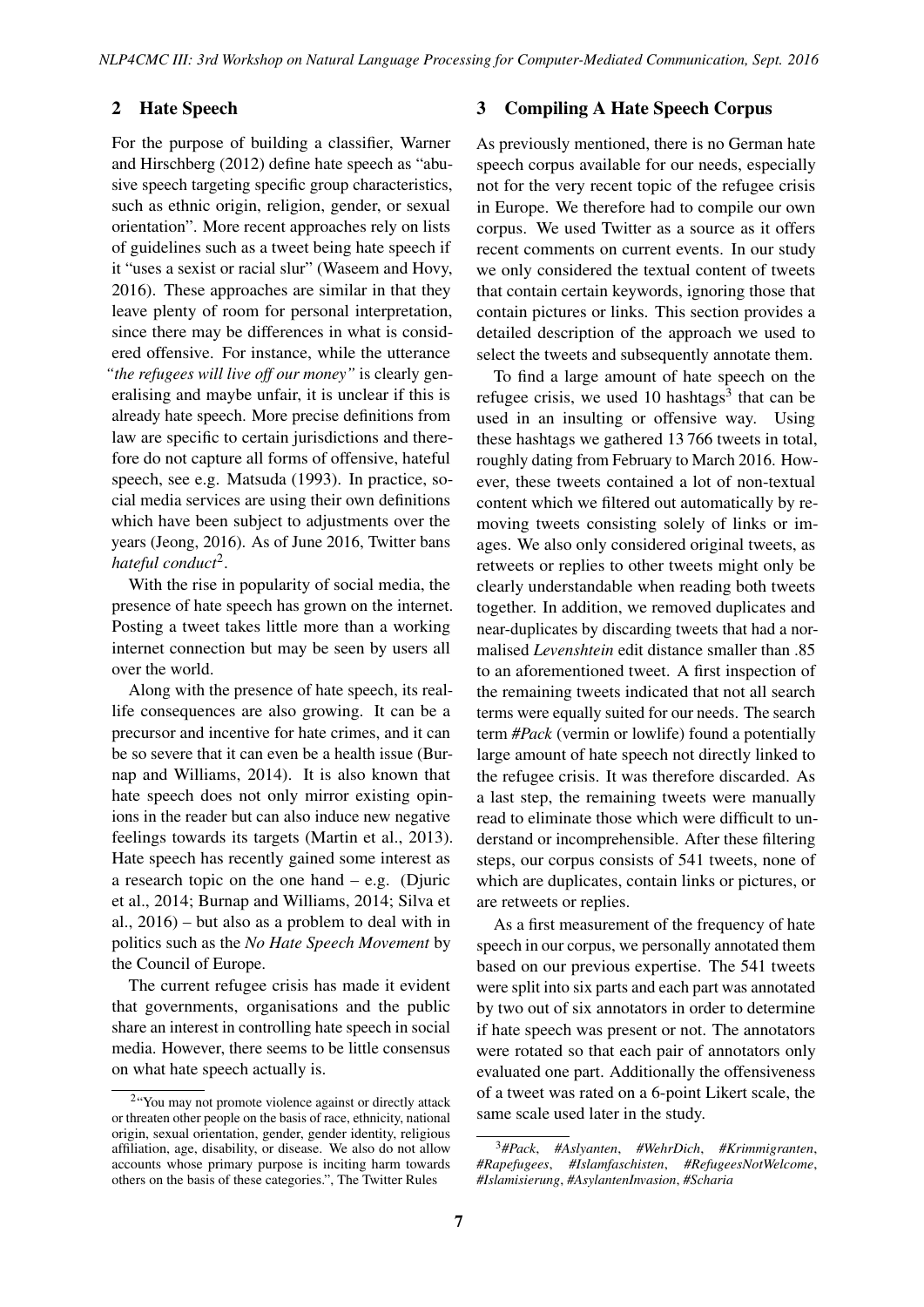## 2 Hate Speech

For the purpose of building a classifier, Warner and Hirschberg (2012) define hate speech as "abusive speech targeting specific group characteristics, such as ethnic origin, religion, gender, or sexual orientation". More recent approaches rely on lists of guidelines such as a tweet being hate speech if it "uses a sexist or racial slur" (Waseem and Hovy, 2016). These approaches are similar in that they leave plenty of room for personal interpretation, since there may be differences in what is considered offensive. For instance, while the utterance *"the refugees will live off our money"* is clearly generalising and maybe unfair, it is unclear if this is already hate speech. More precise definitions from law are specific to certain jurisdictions and therefore do not capture all forms of offensive, hateful speech, see e.g. Matsuda (1993). In practice, social media services are using their own definitions which have been subject to adjustments over the years (Jeong, 2016). As of June 2016, Twitter bans *hateful conduct*[2].

With the rise in popularity of social media, the presence of hate speech has grown on the internet. Posting a tweet takes little more than a working internet connection but may be seen by users all over the world.

Along with the presence of hate speech, its real-life consequences are also growing. It can be a precursor and incentive for hate crimes, and it can be so severe that it can even be a health issue (Burnap and Williams, 2014). It is also known that hate speech does not only mirror existing opinions in the reader but can also induce new negative feelings towards its targets (Martin et al., 2013). Hate speech has recently gained some interest as a research topic on the one hand – e.g. (Djuric et al., 2014; Burnap and Williams, 2014; Silva et al., 2016) – but also as a problem to deal with in politics such as the *No Hate Speech Movement* by the Council of Europe.

The current refugee crisis has made it evident that governments, organisations and the public share an interest in controlling hate speech in social media. However, there seems to be little consensus on what hate speech actually is.

## 3 Compiling A Hate Speech Corpus

As previously mentioned, there is no German hate speech corpus available for our needs, especially not for the very recent topic of the refugee crisis in Europe. We therefore had to compile our own corpus. We used Twitter as a source as it offers recent comments on current events. In our study we only considered the textual content of tweets that contain certain keywords, ignoring those that contain pictures or links. This section provides a detailed description of the approach we used to select the tweets and subsequently annotate them.

To find a large amount of hate speech on the refugee crisis, we used 10 hashtags[3] that can be used in an insulting or offensive way. Using these hashtags we gathered 13 766 tweets in total, roughly dating from February to March 2016. However, these tweets contained a lot of non-textual content which we filtered out automatically by removing tweets consisting solely of links or images. We also only considered original tweets, as retweets or replies to other tweets might only be clearly understandable when reading both tweets together. In addition, we removed duplicates and near-duplicates by discarding tweets that had a normalised *Levenshtein* edit distance smaller than .85 to an aforementioned tweet. A first inspection of the remaining tweets indicated that not all search terms were equally suited for our needs. The search term *#Pack* (vermin or lowlife) found a potentially large amount of hate speech not directly linked to the refugee crisis. It was therefore discarded. As a last step, the remaining tweets were manually read to eliminate those which were difficult to understand or incomprehensible. After these filtering steps, our corpus consists of 541 tweets, none of which are duplicates, contain links or pictures, or are retweets or replies.

As a first measurement of the frequency of hate speech in our corpus, we personally annotated them based on our previous expertise. The 541 tweets were split into six parts and each part was annotated by two out of six annotators in order to determine if hate speech was present or not. The annotators were rotated so that each pair of annotators only evaluated one part. Additionally the offensiveness of a tweet was rated on a 6-point Likert scale, the same scale used later in the study.

---

[2] "You may not promote violence against or directly attack or threaten other people on the basis of race, ethnicity, national origin, sexual orientation, gender, gender identity, religious affiliation, age, disability, or disease. We also do not allow accounts whose primary purpose is inciting harm towards others on the basis of these categories.", The Twitter Rules

[3] *#Pack*, *#Aslyanten*, *#WehrDich*, *#Krimmigranten*, *#Rapefugees*, *#Islamfaschisten*, *#RefugeesNotWelcome*, *#Islamisierung*, *#AsylantenInvasion*, *#Scharia*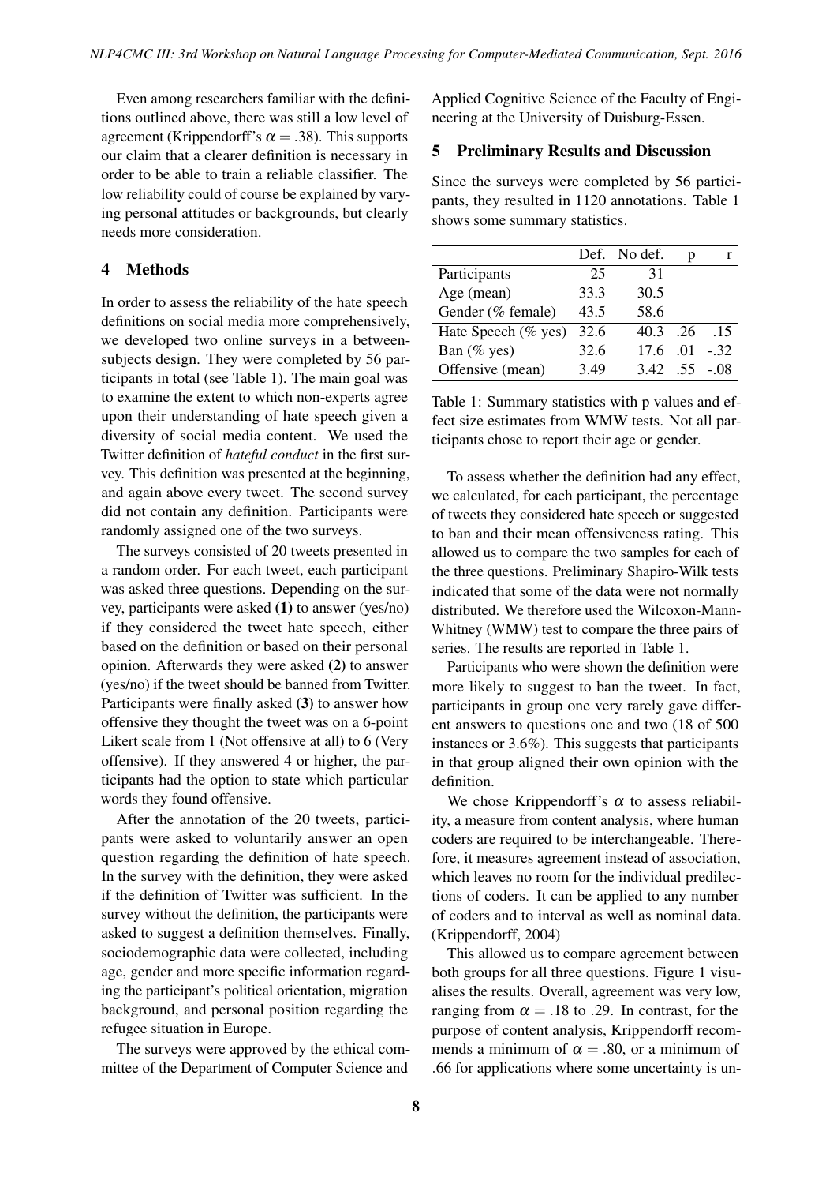Even among researchers familiar with the definitions outlined above, there was still a low level of agreement (Krippendorff's $\alpha = .38$). This supports our claim that a clearer definition is necessary in order to be able to train a reliable classifier. The low reliability could of course be explained by varying personal attitudes or backgrounds, but clearly needs more consideration.

## 4 Methods

In order to assess the reliability of the hate speech definitions on social media more comprehensively, we developed two online surveys in a between-subjects design. They were completed by 56 participants in total (see Table 1). The main goal was to examine the extent to which non-experts agree upon their understanding of hate speech given a diversity of social media content. We used the Twitter definition of *hateful conduct* in the first survey. This definition was presented at the beginning, and again above every tweet. The second survey did not contain any definition. Participants were randomly assigned one of the two surveys.

The surveys consisted of 20 tweets presented in a random order. For each tweet, each participant was asked three questions. Depending on the survey, participants were asked **(1)** to answer (yes/no) if they considered the tweet hate speech, either based on the definition or based on their personal opinion. Afterwards they were asked **(2)** to answer (yes/no) if the tweet should be banned from Twitter. Participants were finally asked **(3)** to answer how offensive they thought the tweet was on a 6-point Likert scale from 1 (Not offensive at all) to 6 (Very offensive). If they answered 4 or higher, the participants had the option to state which particular words they found offensive.

After the annotation of the 20 tweets, participants were asked to voluntarily answer an open question regarding the definition of hate speech. In the survey with the definition, they were asked if the definition of Twitter was sufficient. In the survey without the definition, the participants were asked to suggest a definition themselves. Finally, sociodemographic data were collected, including age, gender and more specific information regarding the participant's political orientation, migration background, and personal position regarding the refugee situation in Europe.

The surveys were approved by the ethical committee of the Department of Computer Science and Applied Cognitive Science of the Faculty of Engineering at the University of Duisburg-Essen.

## 5 Preliminary Results and Discussion

Since the surveys were completed by 56 participants, they resulted in 1120 annotations. Table 1 shows some summary statistics.

| | Def. | No def. | p | r |
|---|---|---|---|---|
| Participants | 25 | 31 | | |
| Age (mean) | 33.3 | 30.5 | | |
| Gender (% female) | 43.5 | 58.6 | | |
| Hate Speech (% yes) | 32.6 | 40.3 | .26 | .15 |
| Ban (% yes) | 32.6 | 17.6 | .01 | -.32 |
| Offensive (mean) | 3.49 | 3.42 | .55 | -.08 |

Table 1: Summary statistics with p values and effect size estimates from WMW tests. Not all participants chose to report their age or gender.

To assess whether the definition had any effect, we calculated, for each participant, the percentage of tweets they considered hate speech or suggested to ban and their mean offensiveness rating. This allowed us to compare the two samples for each of the three questions. Preliminary Shapiro-Wilk tests indicated that some of the data were not normally distributed. We therefore used the Wilcoxon-Mann-Whitney (WMW) test to compare the three pairs of series. The results are reported in Table 1.

Participants who were shown the definition were more likely to suggest to ban the tweet. In fact, participants in group one very rarely gave different answers to questions one and two (18 of 500 instances or 3.6%). This suggests that participants in that group aligned their own opinion with the definition.

We chose Krippendorff's $\alpha$ to assess reliability, a measure from content analysis, where human coders are required to be interchangeable. Therefore, it measures agreement instead of association, which leaves no room for the individual predilections of coders. It can be applied to any number of coders and to interval as well as nominal data. (Krippendorff, 2004)

This allowed us to compare agreement between both groups for all three questions. Figure 1 visualises the results. Overall, agreement was very low, ranging from $\alpha = .18$ to $.29$. In contrast, for the purpose of content analysis, Krippendorff recommends a minimum of $\alpha = .80$, or a minimum of $.66$ for applications where some uncertainty is un-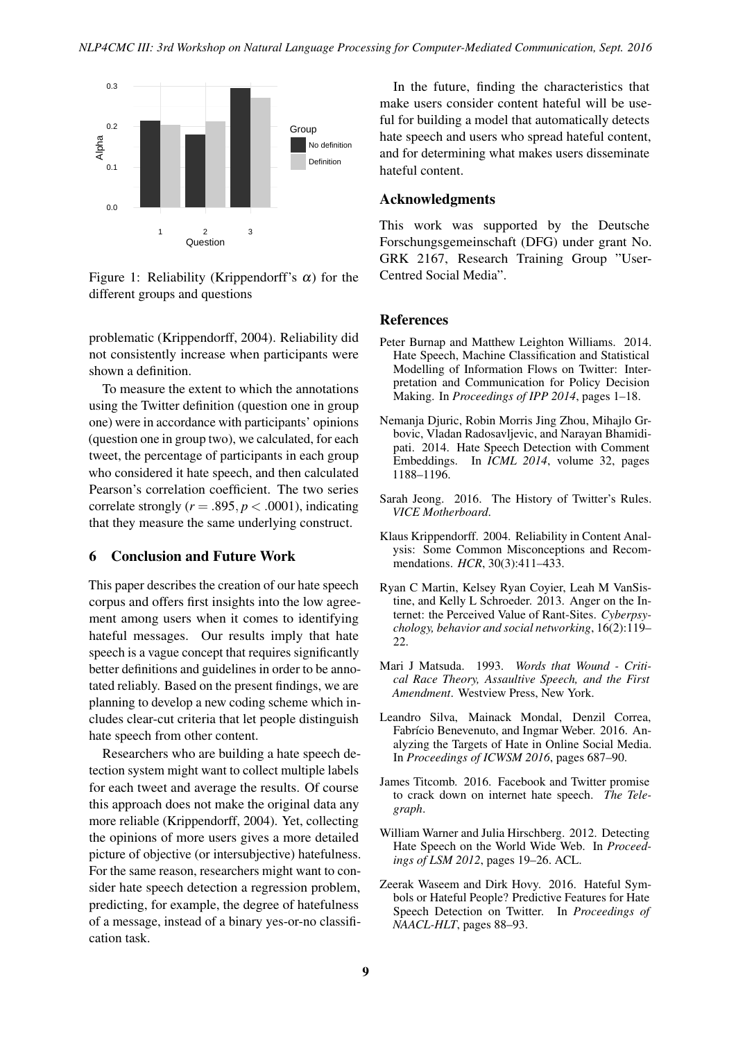Figure 1: Reliability (Krippendorff's $\alpha$) for the different groups and questions

problematic (Krippendorff, 2004). Reliability did not consistently increase when participants were shown a definition.

To measure the extent to which the annotations using the Twitter definition (question one in group one) were in accordance with participants' opinions (question one in group two), we calculated, for each tweet, the percentage of participants in each group who considered it hate speech, and then calculated Pearson's correlation coefficient. The two series correlate strongly ($r = .895, p < .0001$), indicating that they measure the same underlying construct.

## 6 Conclusion and Future Work

This paper describes the creation of our hate speech corpus and offers first insights into the low agreement among users when it comes to identifying hateful messages. Our results imply that hate speech is a vague concept that requires significantly better definitions and guidelines in order to be annotated reliably. Based on the present findings, we are planning to develop a new coding scheme which includes clear-cut criteria that let people distinguish hate speech from other content.

Researchers who are building a hate speech detection system might want to collect multiple labels for each tweet and average the results. Of course this approach does not make the original data any more reliable (Krippendorff, 2004). Yet, collecting the opinions of more users gives a more detailed picture of objective (or intersubjective) hatefulness. For the same reason, researchers might want to consider hate speech detection a regression problem, predicting, for example, the degree of hatefulness of a message, instead of a binary yes-or-no classification task.

In the future, finding the characteristics that make users consider content hateful will be useful for building a model that automatically detects hate speech and users who spread hateful content, and for determining what makes users disseminate hateful content.

## Acknowledgments

This work was supported by the Deutsche Forschungsgemeinschaft (DFG) under grant No. GRK 2167, Research Training Group "User-Centred Social Media".

## References

Peter Burnap and Matthew Leighton Williams. 2014. Hate Speech, Machine Classification and Statistical Modelling of Information Flows on Twitter: Interpretation and Communication for Policy Decision Making. In *Proceedings of IPP 2014*, pages 1–18.

Nemanja Djuric, Robin Morris Jing Zhou, Mihajlo Grbovic, Vladan Radosavljevic, and Narayan Bhamidipati. 2014. Hate Speech Detection with Comment Embeddings. In *ICML 2014*, volume 32, pages 1188–1196.

Sarah Jeong. 2016. The History of Twitter's Rules. *VICE Motherboard*.

Klaus Krippendorff. 2004. Reliability in Content Analysis: Some Common Misconceptions and Recommendations. *HCR*, 30(3):411–433.

Ryan C Martin, Kelsey Ryan Coyier, Leah M VanSistine, and Kelly L Schroeder. 2013. Anger on the Internet: the Perceived Value of Rant-Sites. *Cyberpsychology, behavior and social networking*, 16(2):119–22.

Mari J Matsuda. 1993. *Words that Wound - Critical Race Theory, Assaultive Speech, and the First Amendment*. Westview Press, New York.

Leandro Silva, Mainack Mondal, Denzil Correa, Fabrício Benevenuto, and Ingmar Weber. 2016. Analyzing the Targets of Hate in Online Social Media. In *Proceedings of ICWSM 2016*, pages 687–90.

James Titcomb. 2016. Facebook and Twitter promise to crack down on internet hate speech. *The Telegraph*.

William Warner and Julia Hirschberg. 2012. Detecting Hate Speech on the World Wide Web. In *Proceedings of LSM 2012*, pages 19–26. ACL.

Zeerak Waseem and Dirk Hovy. 2016. Hateful Symbols or Hateful People? Predictive Features for Hate Speech Detection on Twitter. In *Proceedings of NAACL-HLT*, pages 88–93.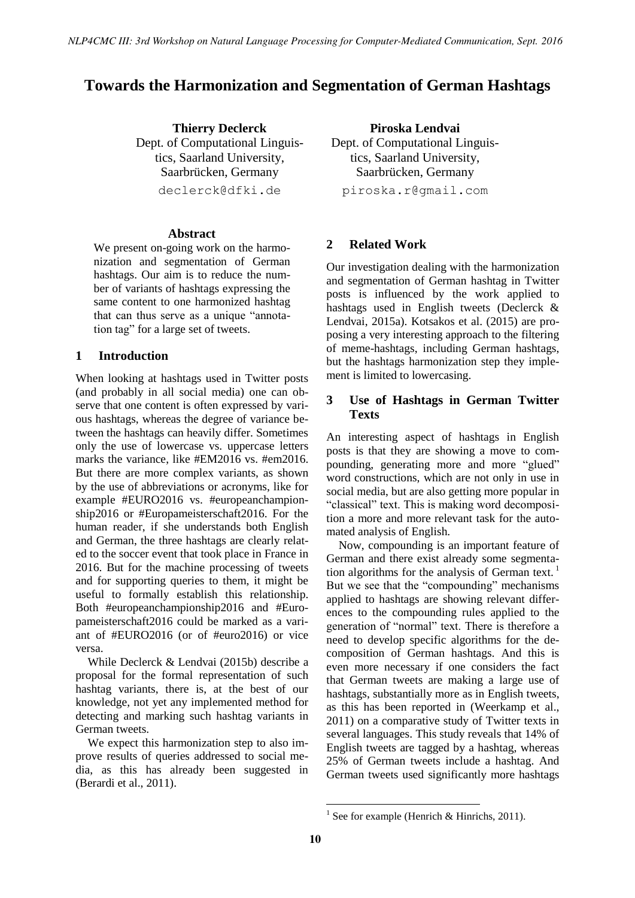# Towards the Harmonization and Segmentation of German Hashtags

**Thierry Declerck**
Dept. of Computational Linguistics, Saarland University, Saarbrücken, Germany
declerck@dfki.de

**Piroska Lendvai**
Dept. of Computational Linguistics, Saarland University, Saarbrücken, Germany
piroska.r@gmail.com

## Abstract

We present on-going work on the harmonization and segmentation of German hashtags. Our aim is to reduce the number of variants of hashtags expressing the same content to one harmonized hashtag that can thus serve as a unique "annotation tag" for a large set of tweets.

## 1 Introduction

When looking at hashtags used in Twitter posts (and probably in all social media) one can observe that one content is often expressed by various hashtags, whereas the degree of variance between the hashtags can heavily differ. Sometimes only the use of lowercase vs. uppercase letters marks the variance, like #EM2016 vs. #em2016. But there are more complex variants, as shown by the use of abbreviations or acronyms, like for example #EURO2016 vs. #europeanchampionship2016 or #Europameisterschaft2016. For the human reader, if she understands both English and German, the three hashtags are clearly related to the soccer event that took place in France in 2016. But for the machine processing of tweets and for supporting queries to them, it might be useful to formally establish this relationship. Both #europeanchampionship2016 and #Europameisterschaft2016 could be marked as a variant of #EURO2016 (or of #euro2016) or vice versa.

While Declerck & Lendvai (2015b) describe a proposal for the formal representation of such hashtag variants, there is, at the best of our knowledge, not yet any implemented method for detecting and marking such hashtag variants in German tweets.

We expect this harmonization step to also improve results of queries addressed to social media, as this has already been suggested in (Berardi et al., 2011).

## 2 Related Work

Our investigation dealing with the harmonization and segmentation of German hashtag in Twitter posts is influenced by the work applied to hashtags used in English tweets (Declerck & Lendvai, 2015a). Kotsakos et al. (2015) are proposing a very interesting approach to the filtering of meme-hashtags, including German hashtags, but the hashtags harmonization step they implement is limited to lowercasing.

## 3 Use of Hashtags in German Twitter Texts

An interesting aspect of hashtags in English posts is that they are showing a move to compounding, generating more and more "glued" word constructions, which are not only in use in social media, but are also getting more popular in "classical" text. This is making word decomposition a more and more relevant task for the automated analysis of English.

Now, compounding is an important feature of German and there exist already some segmentation algorithms for the analysis of German text.[1] But we see that the "compounding" mechanisms applied to hashtags are showing relevant differences to the compounding rules applied to the generation of "normal" text. There is therefore a need to develop specific algorithms for the decomposition of German hashtags. And this is even more necessary if one considers the fact that German tweets are making a large use of hashtags, substantially more as in English tweets, as this has been reported in (Weerkamp et al., 2011) on a comparative study of Twitter texts in several languages. This study reveals that 14% of English tweets are tagged by a hashtag, whereas 25% of German tweets include a hashtag. And German tweets used significantly more hashtags

[1] See for example (Henrich & Hinrichs, 2011).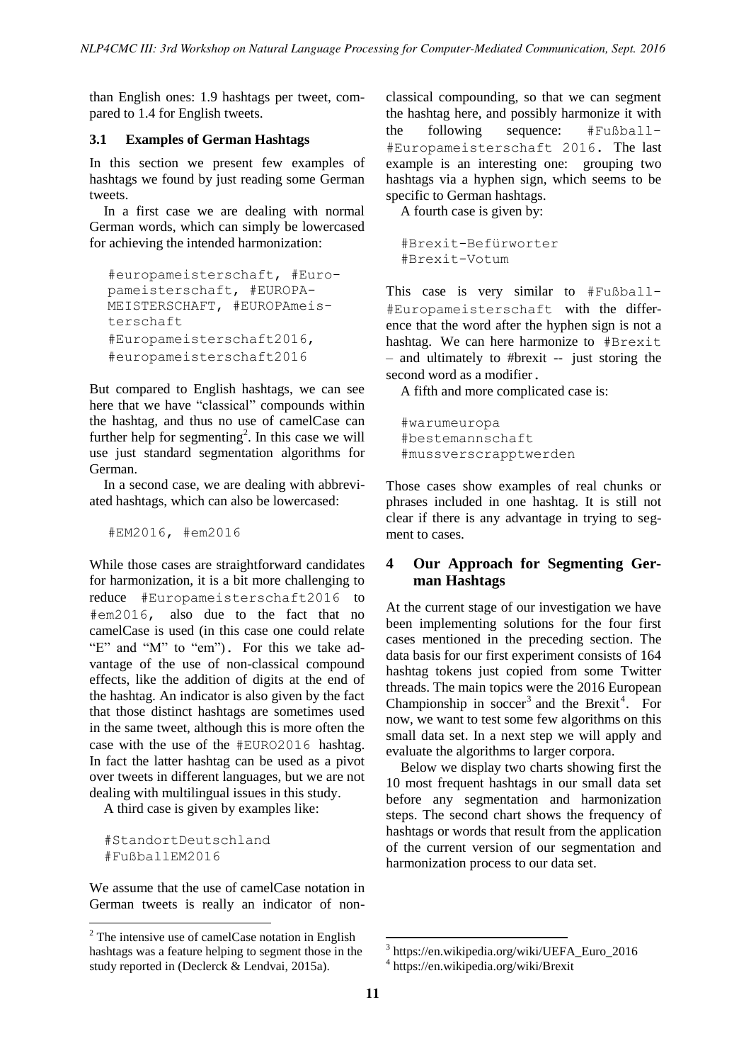than English ones: 1.9 hashtags per tweet, compared to 1.4 for English tweets.

### 3.1 Examples of German Hashtags

In this section we present few examples of hashtags we found by just reading some German tweets.

In a first case we are dealing with normal German words, which can simply be lowercased for achieving the intended harmonization:

```
#europameisterschaft, #Europameisterschaft, #EUROPA-MEISTERSCHAFT, #EUROPAmeisterschaft
#Europameisterschaft2016,
#europameisterschaft2016
```

But compared to English hashtags, we can see here that we have "classical" compounds within the hashtag, and thus no use of camelCase can further help for segmenting[2]. In this case we will use just standard segmentation algorithms for German.

In a second case, we are dealing with abbreviated hashtags, which can also be lowercased:

```
#EM2016, #em2016
```

While those cases are straightforward candidates for harmonization, it is a bit more challenging to reduce #Europameisterschaft2016 to #em2016, also due to the fact that no camelCase is used (in this case one could relate "E" and "M" to "em"). For this we take advantage of the use of non-classical compound effects, like the addition of digits at the end of the hashtag. An indicator is also given by the fact that those distinct hashtags are sometimes used in the same tweet, although this is more often the case with the use of the #EURO2016 hashtag. In fact the latter hashtag can be used as a pivot over tweets in different languages, but we are not dealing with multilingual issues in this study.

A third case is given by examples like:

```
#StandortDeutschland
#FußballEM2016
```

We assume that the use of camelCase notation in German tweets is really an indicator of non-classical compounding, so that we can segment the hashtag here, and possibly harmonize it with the following sequence: #Fußball-#Europameisterschaft 2016. The last example is an interesting one: grouping two hashtags via a hyphen sign, which seems to be specific to German hashtags.

A fourth case is given by:

```
#Brexit-Befürworter
#Brexit-Votum
```

This case is very similar to #Fußball-#Europameisterschaft with the difference that the word after the hyphen sign is not a hashtag. We can here harmonize to #Brexit – and ultimately to #brexit -- just storing the second word as a modifier.

A fifth and more complicated case is:

```
#warumeuropa
#bestemannschaft
#mussverscrapptwerden
```

Those cases show examples of real chunks or phrases included in one hashtag. It is still not clear if there is any advantage in trying to segment to cases.

## 4 Our Approach for Segmenting German Hashtags

At the current stage of our investigation we have been implementing solutions for the four first cases mentioned in the preceding section. The data basis for our first experiment consists of 164 hashtag tokens just copied from some Twitter threads. The main topics were the 2016 European Championship in soccer[3] and the Brexit[4]. For now, we want to test some few algorithms on this small data set. In a next step we will apply and evaluate the algorithms to larger corpora.

Below we display two charts showing first the 10 most frequent hashtags in our small data set before any segmentation and harmonization steps. The second chart shows the frequency of hashtags or words that result from the application of the current version of our segmentation and harmonization process to our data set.

---

[2] The intensive use of camelCase notation in English hashtags was a feature helping to segment those in the study reported in (Declerck & Lendvai, 2015a).

[3] https://en.wikipedia.org/wiki/UEFA_Euro_2016

[4] https://en.wikipedia.org/wiki/Brexit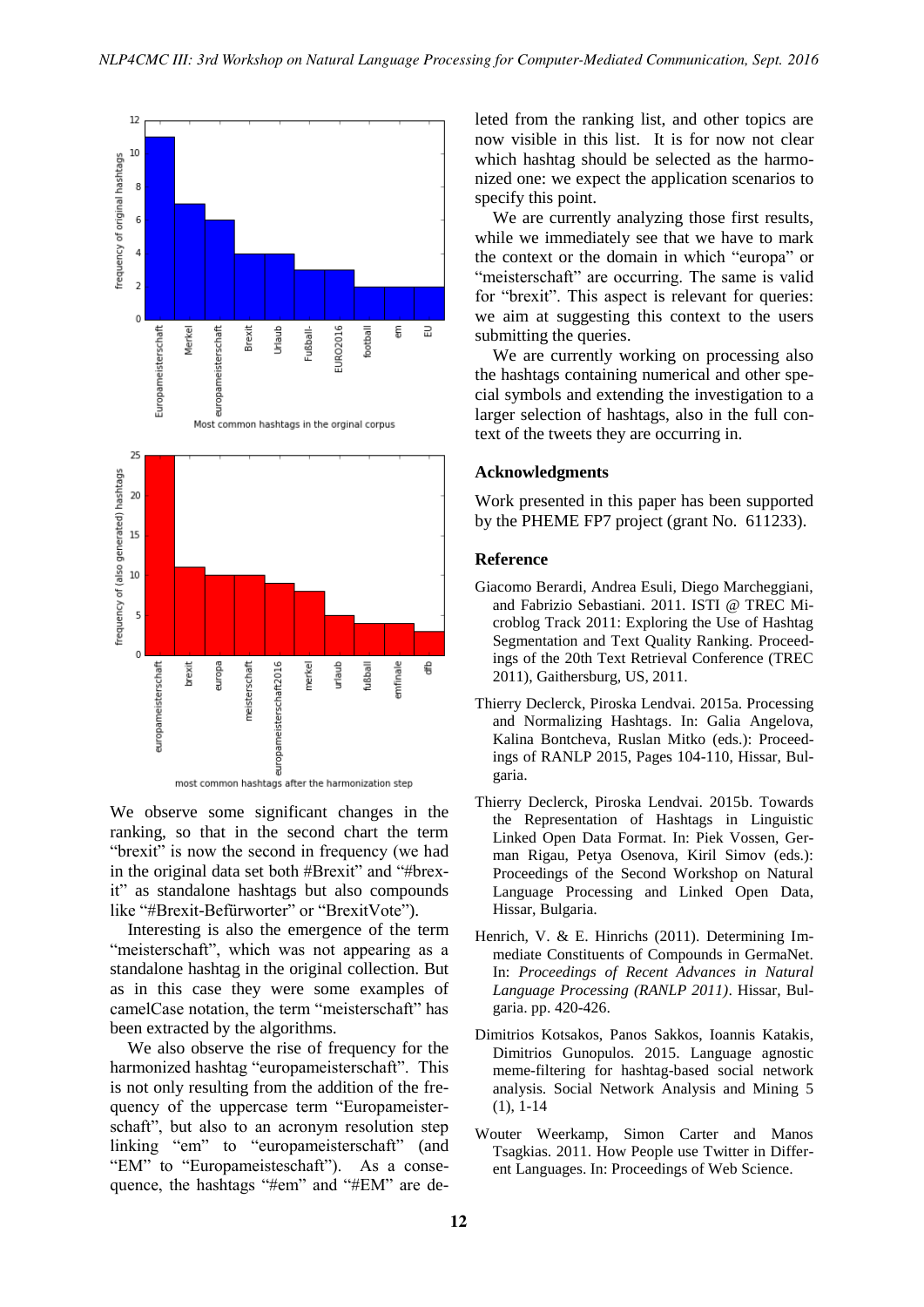frequency of original hashtags

12
10
8
6
4
2
0

Europameisterschaft
Merkel
europameisterschaft
Brexit
Urlaub
Fußball-
EURO2016
football
em
EU

Most common hashtags in the orginal corpus

frequency of (also generated) hashtags

25
20
15
10
5
0

europameisterschaft
brexit
europa
meisterschaft
europameisterschaft2016
merkel
urlaub
fußball
emfinale
dfb

most common hashtags after the harmonization step

We observe some significant changes in the ranking, so that in the second chart the term "brexit" is now the second in frequency (we had in the original data set both #Brexit" and "#brexit" as standalone hashtags but also compounds like "#Brexit-Befürworter" or "BrexitVote").

Interesting is also the emergence of the term "meisterschaft", which was not appearing as a standalone hashtag in the original collection. But as in this case they were some examples of camelCase notation, the term "meisterschaft" has been extracted by the algorithms.

We also observe the rise of frequency for the harmonized hashtag "europameisterschaft". This is not only resulting from the addition of the frequency of the uppercase term "Europameisterschaft", but also to an acronym resolution step linking "em" to "europameisterschaft" (and "EM" to "Europameisteschaft"). As a consequence, the hashtags "#em" and "#EM" are deleted from the ranking list, and other topics are now visible in this list. It is for now not clear which hashtag should be selected as the harmonized one: we expect the application scenarios to specify this point.

We are currently analyzing those first results, while we immediately see that we have to mark the context or the domain in which "europa" or "meisterschaft" are occurring. The same is valid for "brexit". This aspect is relevant for queries: we aim at suggesting this context to the users submitting the queries.

We are currently working on processing also the hashtags containing numerical and other special symbols and extending the investigation to a larger selection of hashtags, also in the full context of the tweets they are occurring in.

## Acknowledgments

Work presented in this paper has been supported by the PHEME FP7 project (grant No. 611233).

## Reference

Giacomo Berardi, Andrea Esuli, Diego Marcheggiani, and Fabrizio Sebastiani. 2011. ISTI @ TREC Microblog Track 2011: Exploring the Use of Hashtag Segmentation and Text Quality Ranking. Proceedings of the 20th Text Retrieval Conference (TREC 2011), Gaithersburg, US, 2011.

Thierry Declerck, Piroska Lendvai. 2015a. Processing and Normalizing Hashtags. In: Galia Angelova, Kalina Bontcheva, Ruslan Mitko (eds.): Proceedings of RANLP 2015, Pages 104-110, Hissar, Bulgaria.

Thierry Declerck, Piroska Lendvai. 2015b. Towards the Representation of Hashtags in Linguistic Linked Open Data Format. In: Piek Vossen, German Rigau, Petya Osenova, Kiril Simov (eds.): Proceedings of the Second Workshop on Natural Language Processing and Linked Open Data, Hissar, Bulgaria.

Henrich, V. & E. Hinrichs (2011). Determining Immediate Constituents of Compounds in GermaNet. In: *Proceedings of Recent Advances in Natural Language Processing (RANLP 2011)*. Hissar, Bulgaria. pp. 420-426.

Dimitrios Kotsakos, Panos Sakkos, Ioannis Katakis, Dimitrios Gunopulos. 2015. Language agnostic meme-filtering for hashtag-based social network analysis. Social Network Analysis and Mining 5 (1), 1-14

Wouter Weerkamp, Simon Carter and Manos Tsagkias. 2011. How People use Twitter in Different Languages. In: Proceedings of Web Science.